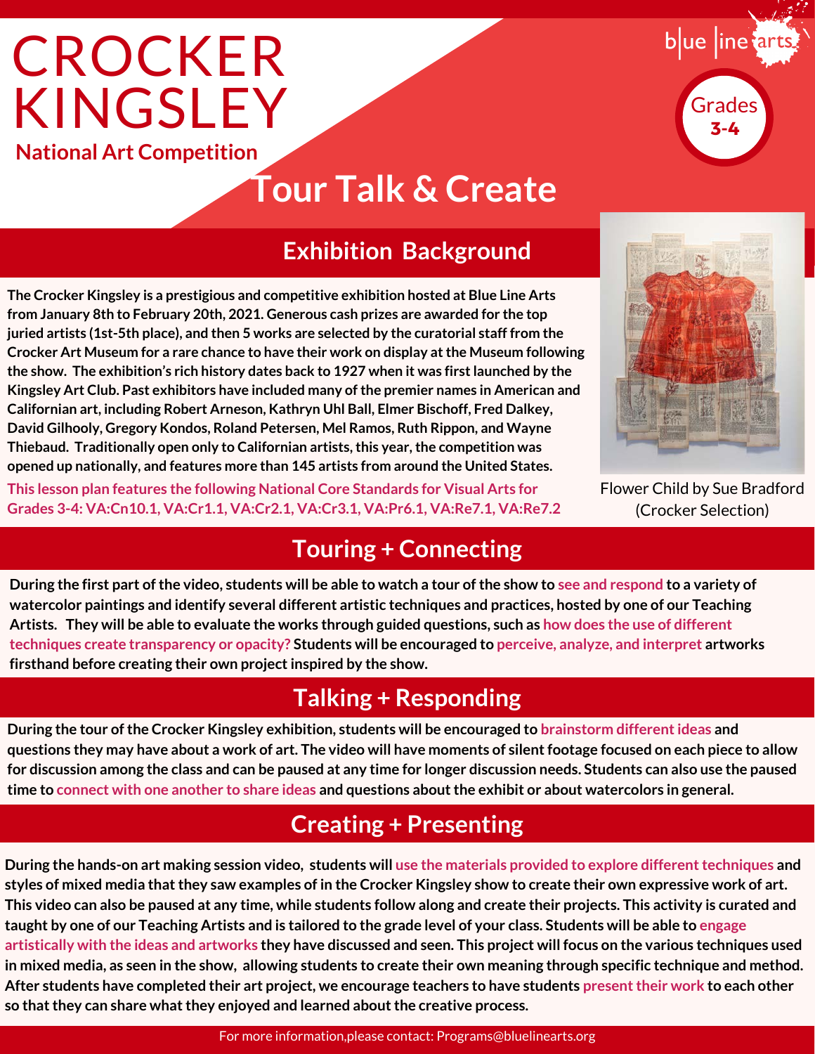# CROCKER KINGSLEY

**National Art Competition**

blue line arts

Grades 3-4

# Tour Talk & Create

## Exhibition Background

**The Crocker Kingsley is a prestigious and competitive exhibition hosted at Blue Line Arts from January 8th to February 20th, 2021. Generous cash prizes are awarded for the top juried artists (1st-5th place), and then 5 works are selected by the curatorial staff from the Crocker Art Museum for a rare chance to have their work on display at the Museum following the show. The exhibition's rich history dates back to 1927 when it was first launched by the Kingsley Art Club. Past exhibitors have included many of the premier names in American and Californian art, including Robert Arneson, Kathryn Uhl Ball, Elmer Bischoff, Fred Dalkey, David Gilhooly, Gregory Kondos, Roland Petersen, Mel Ramos, Ruth Rippon, and Wayne Thiebaud. Traditionally open only to Californian artists, this year, the competition was opened up nationally, and features more than 145 artists from around the United States.**

**This lesson plan features the following National Core Standards for Visual Arts for Grades 3-4: VA:Cn10.1, VA:Cr1.1, VA:Cr2.1, VA:Cr3.1, VA:Pr6.1, VA:Re7.1, VA:Re7.2**

Flower Child by Sue Bradford (Crocker Selection)

## Touring + Connecting

**During the first part of the video, students will be able to watch a tour of the show to see and respond to a variety of watercolor paintings and identify several different artistic techniques and practices, hosted by one of our Teaching Artists. They will be able to evaluate the works through guided questions, such as how does the use of different techniques create transparency or opacity? Students will be encouraged to perceive, analyze, and interpret artworks firsthand before creating their own project inspired by the show.**

## Talking + Responding

**During the tour of the Crocker Kingsley exhibition, students will be encouraged to brainstorm different ideas and questions they may have about a work of art. The video will have moments of silent footage focused on each piece to allow for discussion among the class and can be paused at any time for longer discussion needs. Students can also use the paused time to connect with one another to share ideas and questions about the exhibit or about watercolors in general.**

## Creating + Presenting

**During the hands-on art making session video, students will use the materials provided to explore different techniques and styles of mixed media that they saw examples of in the Crocker Kingsley show to create their own expressive work of art. This video can also be paused at any time, while students follow along and create their projects. This activity is curated and taught by one of our Teaching Artists and is tailored to the grade level of your class. Students will be able to engage artistically with the ideas and artworks they have discussed and seen. This project will focus on the various techniques used in mixed media, as seen in the show, allowing students to create their own meaning through specific technique and method. After students have completed their art project, we encourage teachers to have students present their work to each other so that they can share what they enjoyed and learned about the creative process.**

For more information,please contact: Programs@bluelinearts.org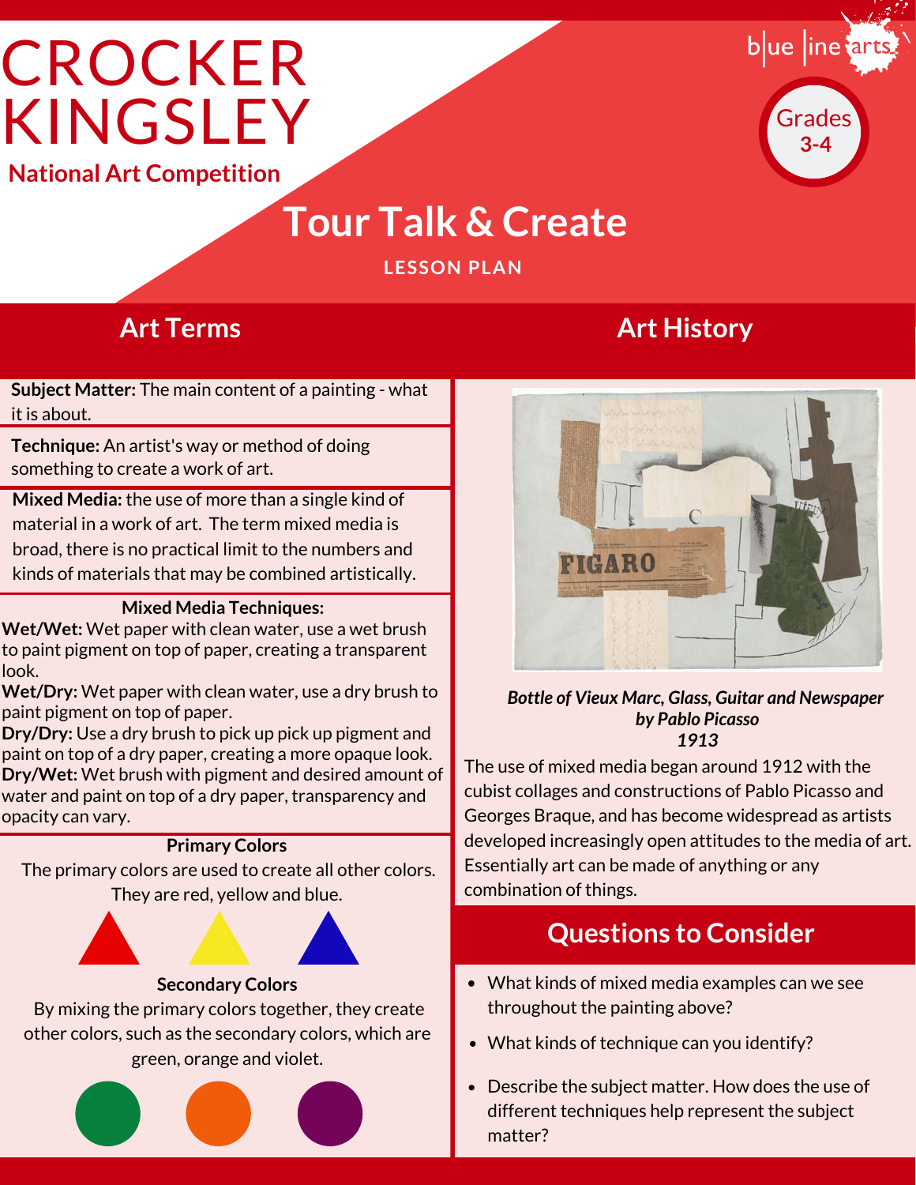# CROCKER KINGSLEY

**National Art Competition**

blue line arts

Grades 3-4

## Tour Talk & Create

**LESSON PLAN**

## Art Terms

**Subject Matter:** The main content of a painting - what it is about.

**Technique:** An artist's way or method of doing something to create a work of art.

**Mixed Media:** the use of more than a single kind of material in a work of art. The term mixed media is broad, there is no practical limit to the numbers and kinds of materials that may be combined artistically.

**Mixed Media Techniques:**

**Wet/Wet:** Wet paper with clean water, use a wet brush to paint pigment on top of paper, creating a transparent look.
**Wet/Dry:** Wet paper with clean water, use a dry brush to paint pigment on top of paper.
**Dry/Dry:** Use a dry brush to pick up pick up pigment and paint on top of a dry paper, creating a more opaque look.
**Dry/Wet:** Wet brush with pigment and desired amount of water and paint on top of a dry paper, transparency and opacity can vary.

**Primary Colors**

The primary colors are used to create all other colors. They are red, yellow and blue.

**Secondary Colors**

By mixing the primary colors together, they create other colors, such as the secondary colors, which are green, orange and violet.

## Art History

*Bottle of Vieux Marc, Glass, Guitar and Newspaper by Pablo Picasso 1913*

The use of mixed media began around 1912 with the cubist collages and constructions of Pablo Picasso and Georges Braque, and has become widespread as artists developed increasingly open attitudes to the media of art. Essentially art can be made of anything or any combination of things.

## Questions to Consider

- What kinds of mixed media examples can we see throughout the painting above?
- What kinds of technique can you identify?
- Describe the subject matter. How does the use of different techniques help represent the subject matter?